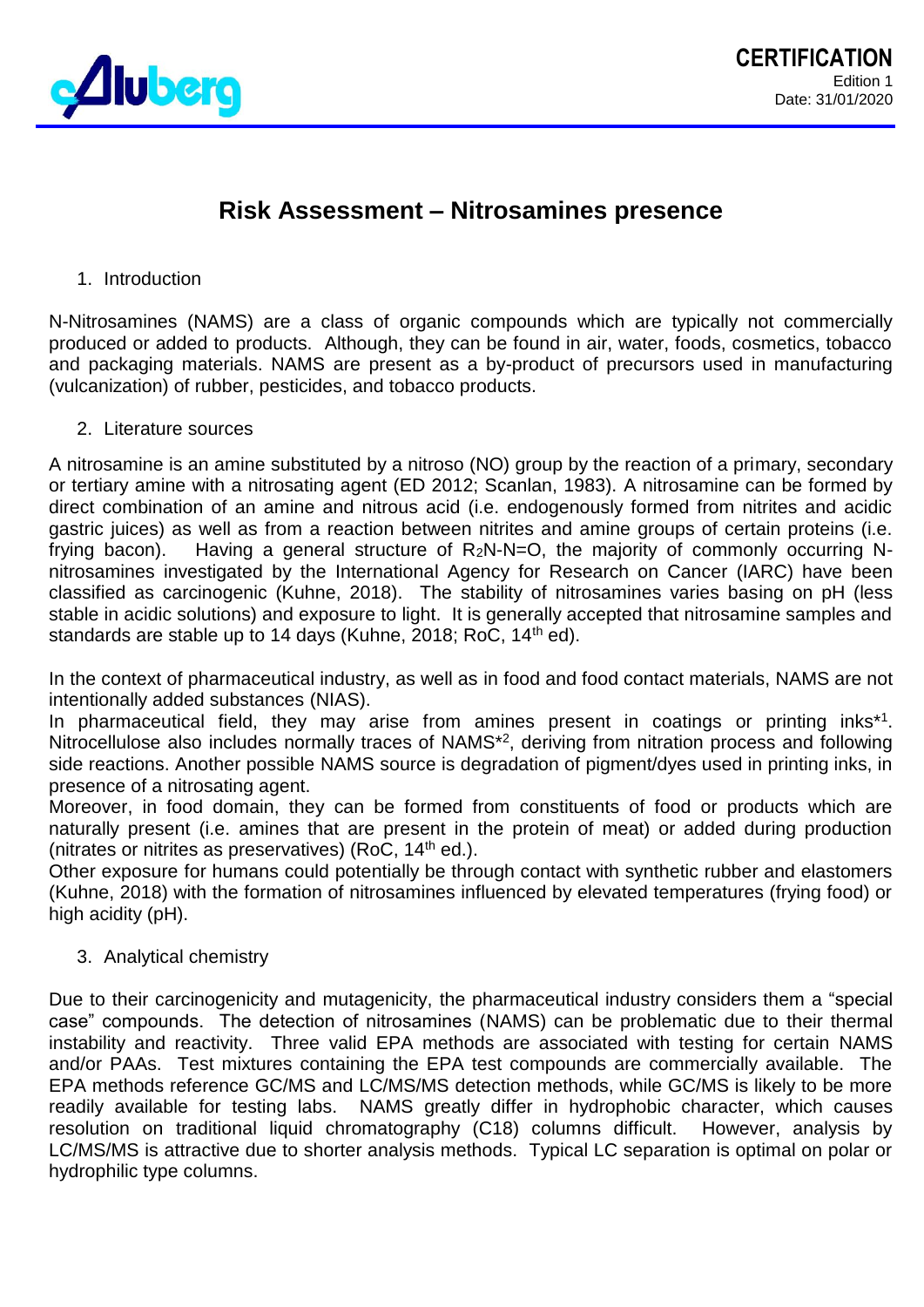**CERTIFICATION**
Edition 1
Date: 31/01/2020

# Risk Assessment – Nitrosamines presence

## 1. Introduction

N-Nitrosamines (NAMS) are a class of organic compounds which are typically not commercially produced or added to products. Although, they can be found in air, water, foods, cosmetics, tobacco and packaging materials. NAMS are present as a by-product of precursors used in manufacturing (vulcanization) of rubber, pesticides, and tobacco products.

## 2. Literature sources

A nitrosamine is an amine substituted by a nitroso (NO) group by the reaction of a primary, secondary or tertiary amine with a nitrosating agent (ED 2012; Scanlan, 1983). A nitrosamine can be formed by direct combination of an amine and nitrous acid (i.e. endogenously formed from nitrites and acidic gastric juices) as well as from a reaction between nitrites and amine groups of certain proteins (i.e. frying bacon). Having a general structure of $R_2N\text{-}N\text{=}O$, the majority of commonly occurring N-nitrosamines investigated by the International Agency for Research on Cancer (IARC) have been classified as carcinogenic (Kuhne, 2018). The stability of nitrosamines varies basing on pH (less stable in acidic solutions) and exposure to light. It is generally accepted that nitrosamine samples and standards are stable up to 14 days (Kuhne, 2018; RoC, 14th ed).

In the context of pharmaceutical industry, as well as in food and food contact materials, NAMS are not intentionally added substances (NIAS).
In pharmaceutical field, they may arise from amines present in coatings or printing inks*[1]. Nitrocellulose also includes normally traces of NAMS*[2], deriving from nitration process and following side reactions. Another possible NAMS source is degradation of pigment/dyes used in printing inks, in presence of a nitrosating agent.
Moreover, in food domain, they can be formed from constituents of food or products which are naturally present (i.e. amines that are present in the protein of meat) or added during production (nitrates or nitrites as preservatives) (RoC, 14th ed.).
Other exposure for humans could potentially be through contact with synthetic rubber and elastomers (Kuhne, 2018) with the formation of nitrosamines influenced by elevated temperatures (frying food) or high acidity (pH).

## 3. Analytical chemistry

Due to their carcinogenicity and mutagenicity, the pharmaceutical industry considers them a "special case" compounds. The detection of nitrosamines (NAMS) can be problematic due to their thermal instability and reactivity. Three valid EPA methods are associated with testing for certain NAMS and/or PAAs. Test mixtures containing the EPA test compounds are commercially available. The EPA methods reference GC/MS and LC/MS/MS detection methods, while GC/MS is likely to be more readily available for testing labs. NAMS greatly differ in hydrophobic character, which causes resolution on traditional liquid chromatography (C18) columns difficult. However, analysis by LC/MS/MS is attractive due to shorter analysis methods. Typical LC separation is optimal on polar or hydrophilic type columns.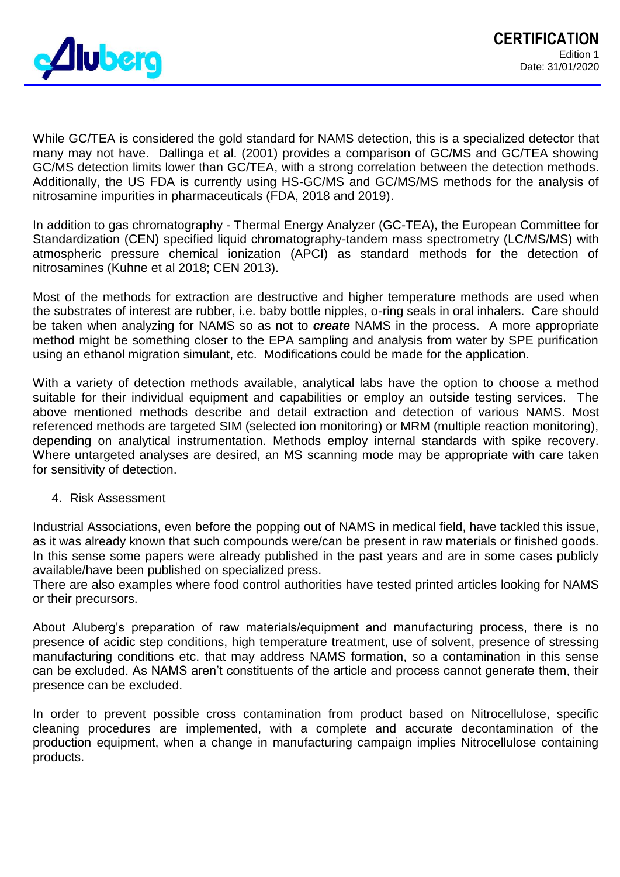While GC/TEA is considered the gold standard for NAMS detection, this is a specialized detector that many may not have. Dallinga et al. (2001) provides a comparison of GC/MS and GC/TEA showing GC/MS detection limits lower than GC/TEA, with a strong correlation between the detection methods. Additionally, the US FDA is currently using HS-GC/MS and GC/MS/MS methods for the analysis of nitrosamine impurities in pharmaceuticals (FDA, 2018 and 2019).

In addition to gas chromatography - Thermal Energy Analyzer (GC-TEA), the European Committee for Standardization (CEN) specified liquid chromatography-tandem mass spectrometry (LC/MS/MS) with atmospheric pressure chemical ionization (APCI) as standard methods for the detection of nitrosamines (Kuhne et al 2018; CEN 2013).

Most of the methods for extraction are destructive and higher temperature methods are used when the substrates of interest are rubber, i.e. baby bottle nipples, o-ring seals in oral inhalers. Care should be taken when analyzing for NAMS so as not to ***create*** NAMS in the process. A more appropriate method might be something closer to the EPA sampling and analysis from water by SPE purification using an ethanol migration simulant, etc. Modifications could be made for the application.

With a variety of detection methods available, analytical labs have the option to choose a method suitable for their individual equipment and capabilities or employ an outside testing services. The above mentioned methods describe and detail extraction and detection of various NAMS. Most referenced methods are targeted SIM (selected ion monitoring) or MRM (multiple reaction monitoring), depending on analytical instrumentation. Methods employ internal standards with spike recovery. Where untargeted analyses are desired, an MS scanning mode may be appropriate with care taken for sensitivity of detection.

4. Risk Assessment

Industrial Associations, even before the popping out of NAMS in medical field, have tackled this issue, as it was already known that such compounds were/can be present in raw materials or finished goods. In this sense some papers were already published in the past years and are in some cases publicly available/have been published on specialized press.
There are also examples where food control authorities have tested printed articles looking for NAMS or their precursors.

About Aluberg's preparation of raw materials/equipment and manufacturing process, there is no presence of acidic step conditions, high temperature treatment, use of solvent, presence of stressing manufacturing conditions etc. that may address NAMS formation, so a contamination in this sense can be excluded. As NAMS aren't constituents of the article and process cannot generate them, their presence can be excluded.

In order to prevent possible cross contamination from product based on Nitrocellulose, specific cleaning procedures are implemented, with a complete and accurate decontamination of the production equipment, when a change in manufacturing campaign implies Nitrocellulose containing products.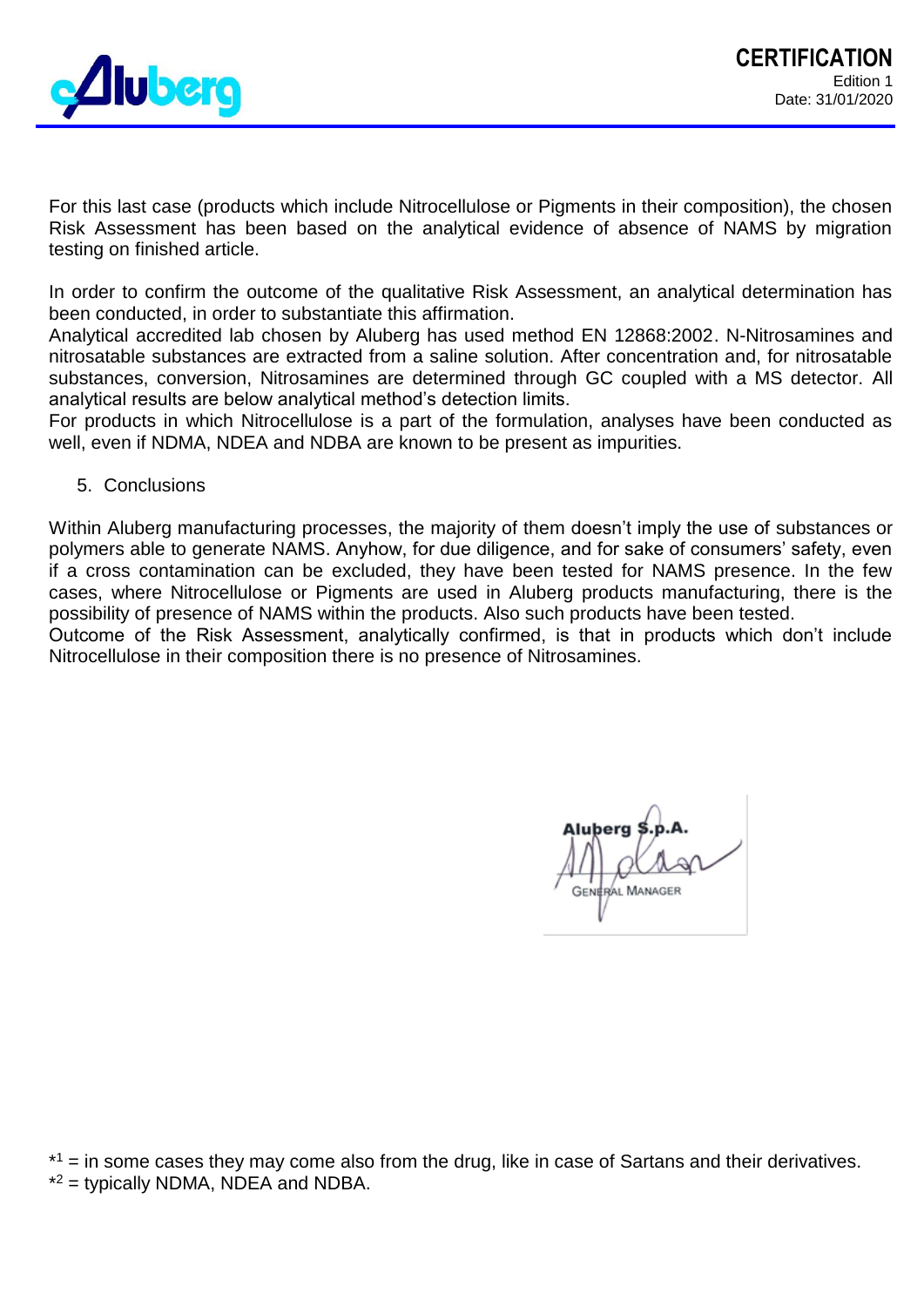For this last case (products which include Nitrocellulose or Pigments in their composition), the chosen Risk Assessment has been based on the analytical evidence of absence of NAMS by migration testing on finished article.

In order to confirm the outcome of the qualitative Risk Assessment, an analytical determination has been conducted, in order to substantiate this affirmation.
Analytical accredited lab chosen by Aluberg has used method EN 12868:2002. N-Nitrosamines and nitrosatable substances are extracted from a saline solution. After concentration and, for nitrosatable substances, conversion, Nitrosamines are determined through GC coupled with a MS detector. All analytical results are below analytical method's detection limits.
For products in which Nitrocellulose is a part of the formulation, analyses have been conducted as well, even if NDMA, NDEA and NDBA are known to be present as impurities.

5. Conclusions

Within Aluberg manufacturing processes, the majority of them doesn't imply the use of substances or polymers able to generate NAMS. Anyhow, for due diligence, and for sake of consumers' safety, even if a cross contamination can be excluded, they have been tested for NAMS presence. In the few cases, where Nitrocellulose or Pigments are used in Aluberg products manufacturing, there is the possibility of presence of NAMS within the products. Also such products have been tested.
Outcome of the Risk Assessment, analytically confirmed, is that in products which don't include Nitrocellulose in their composition there is no presence of Nitrosamines.

Aluberg S.p.A.
GENERAL MANAGER

*[1] = in some cases they may come also from the drug, like in case of Sartans and their derivatives.
*[2] = typically NDMA, NDEA and NDBA.